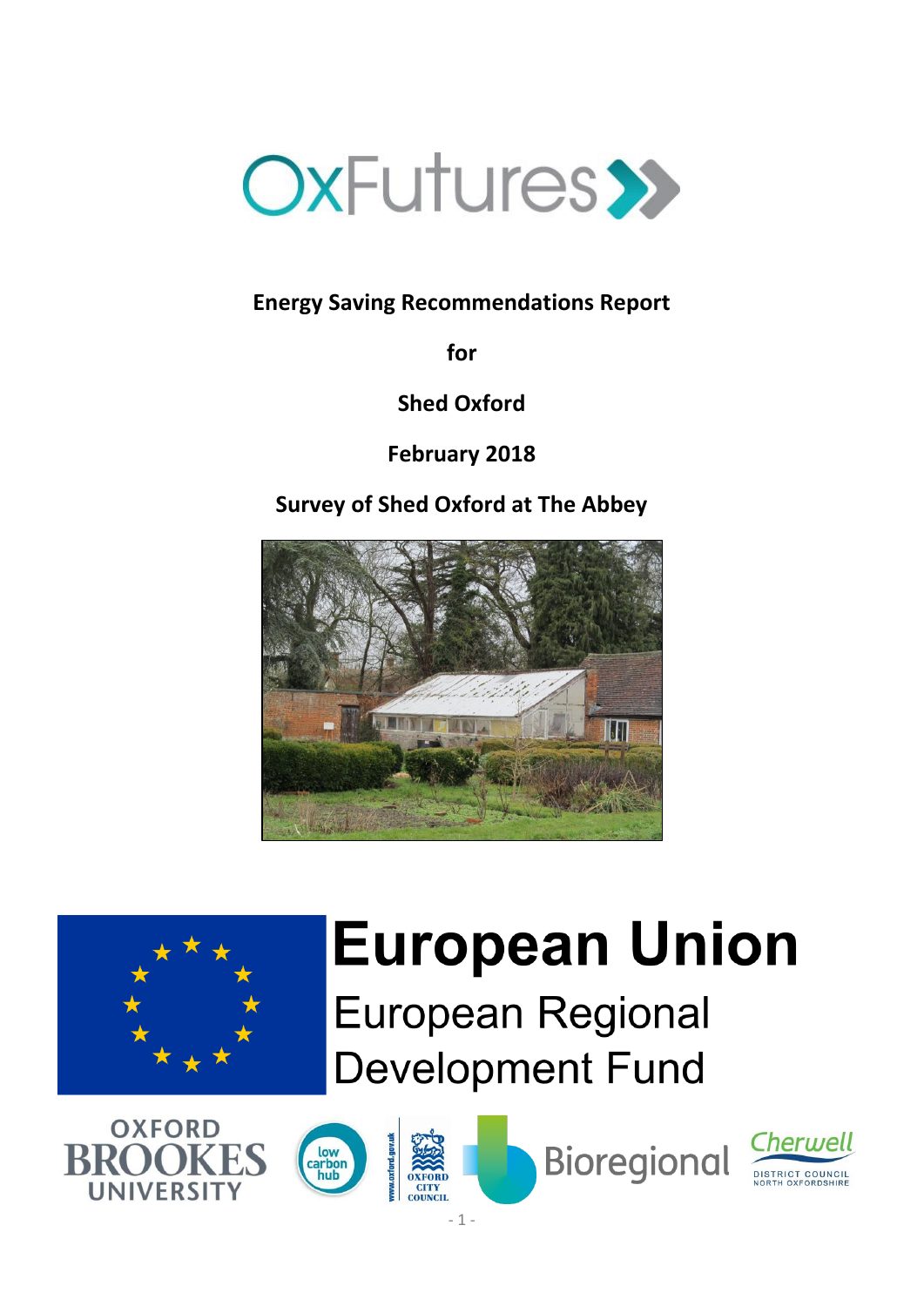OxFutures

**Energy Saving Recommendations Report**

**for**

**Shed Oxford**

**February 2018**

**Survey of Shed Oxford at The Abbey**

European Union

European Regional Development Fund

Oxford Brookes University | low carbon hub | Oxford City Council | Bioregional | Cherwell District Council North Oxfordshire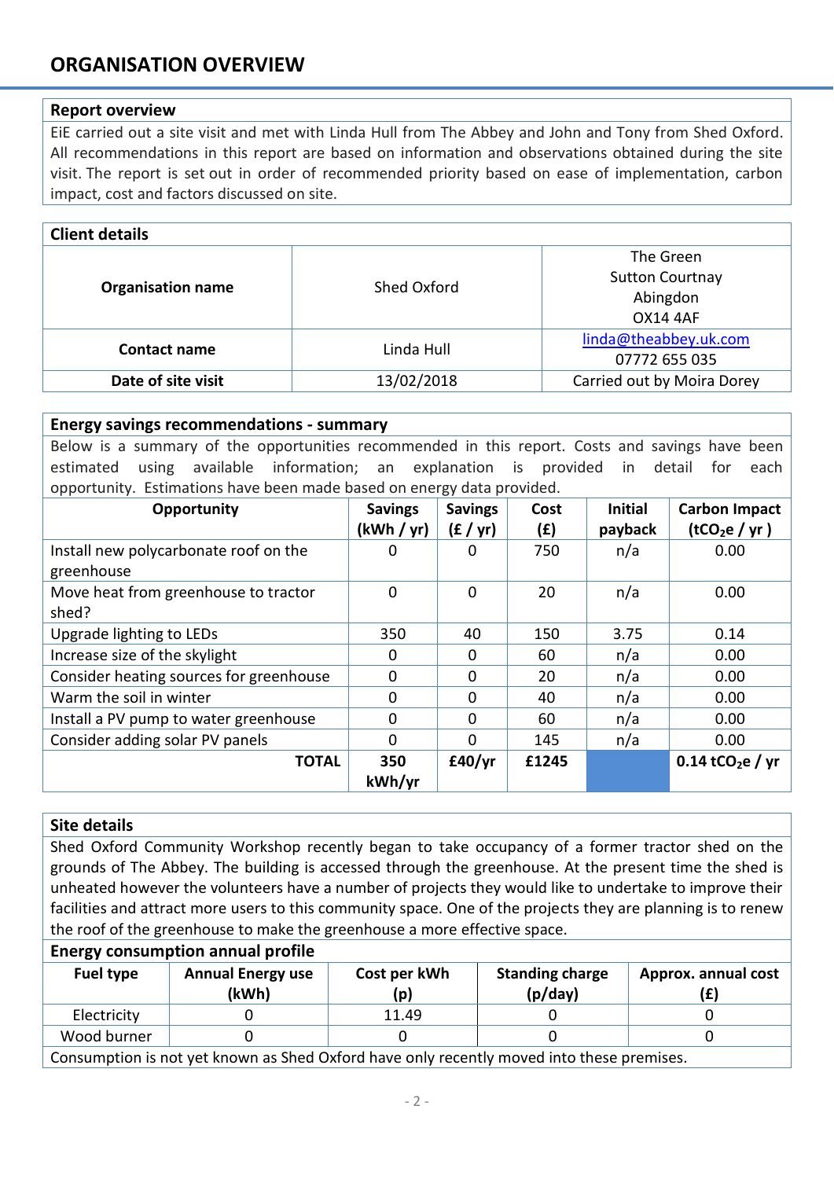# ORGANISATION OVERVIEW

## Report overview

EiE carried out a site visit and met with Linda Hull from The Abbey and John and Tony from Shed Oxford. All recommendations in this report are based on information and observations obtained during the site visit. The report is set out in order of recommended priority based on ease of implementation, carbon impact, cost and factors discussed on site.

## Client details

| | | |
|---|---|---|
| **Organisation name** | Shed Oxford | The Green<br>Sutton Courtnay<br>Abingdon<br>OX14 4AF |
| **Contact name** | Linda Hull | linda@theabbey.uk.com<br>07772 655 035 |
| **Date of site visit** | 13/02/2018 | Carried out by Moira Dorey |

## Energy savings recommendations - summary

Below is a summary of the opportunities recommended in this report. Costs and savings have been estimated using available information; an explanation is provided in detail for each opportunity. Estimations have been made based on energy data provided.

| Opportunity | Savings (kWh / yr) | Savings (£ / yr) | Cost (£) | Initial payback | Carbon Impact ($tCO_2e$ / yr ) |
|---|---|---|---|---|---|
| Install new polycarbonate roof on the greenhouse | 0 | 0 | 750 | n/a | 0.00 |
| Move heat from greenhouse to tractor shed? | 0 | 0 | 20 | n/a | 0.00 |
| Upgrade lighting to LEDs | 350 | 40 | 150 | 3.75 | 0.14 |
| Increase size of the skylight | 0 | 0 | 60 | n/a | 0.00 |
| Consider heating sources for greenhouse | 0 | 0 | 20 | n/a | 0.00 |
| Warm the soil in winter | 0 | 0 | 40 | n/a | 0.00 |
| Install a PV pump to water greenhouse | 0 | 0 | 60 | n/a | 0.00 |
| Consider adding solar PV panels | 0 | 0 | 145 | n/a | 0.00 |
| **TOTAL** | **350 kWh/yr** | **£40/yr** | **£1245** | | **0.14 $tCO_2e$ / yr** |

## Site details

Shed Oxford Community Workshop recently began to take occupancy of a former tractor shed on the grounds of The Abbey. The building is accessed through the greenhouse. At the present time the shed is unheated however the volunteers have a number of projects they would like to undertake to improve their facilities and attract more users to this community space. One of the projects they are planning is to renew the roof of the greenhouse to make the greenhouse a more effective space.

## Energy consumption annual profile

| Fuel type | Annual Energy use (kWh) | Cost per kWh (p) | Standing charge (p/day) | Approx. annual cost (£) |
|---|---|---|---|---|
| Electricity | 0 | 11.49 | 0 | 0 |
| Wood burner | 0 | 0 | 0 | 0 |

Consumption is not yet known as Shed Oxford have only recently moved into these premises.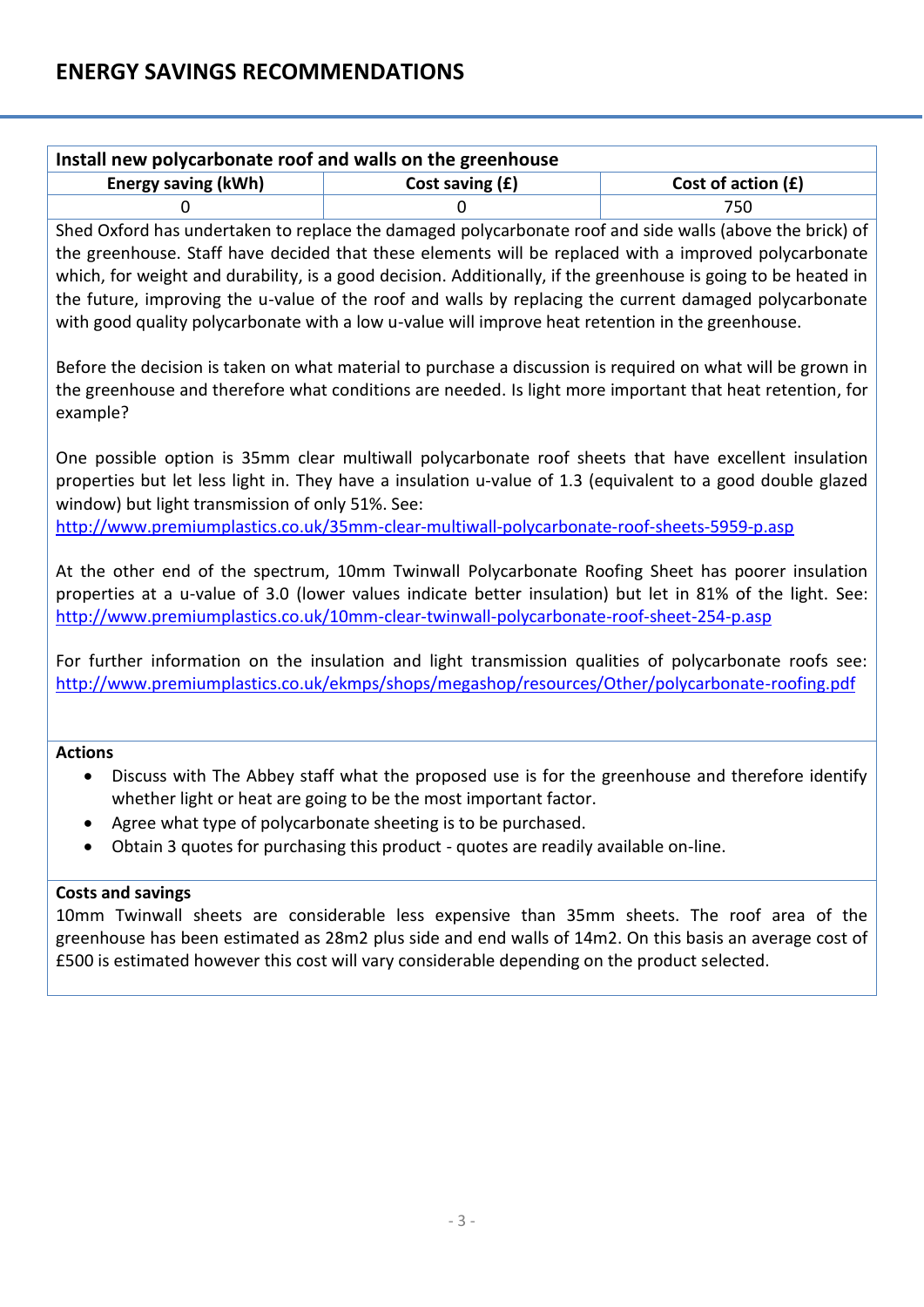## ENERGY SAVINGS RECOMMENDATIONS

**Install new polycarbonate roof and walls on the greenhouse**

| Energy saving (kWh) | Cost saving (£) | Cost of action (£) |
|---|---|---|
| 0 | 0 | 750 |

Shed Oxford has undertaken to replace the damaged polycarbonate roof and side walls (above the brick) of the greenhouse. Staff have decided that these elements will be replaced with a improved polycarbonate which, for weight and durability, is a good decision. Additionally, if the greenhouse is going to be heated in the future, improving the u-value of the roof and walls by replacing the current damaged polycarbonate with good quality polycarbonate with a low u-value will improve heat retention in the greenhouse.

Before the decision is taken on what material to purchase a discussion is required on what will be grown in the greenhouse and therefore what conditions are needed. Is light more important that heat retention, for example?

One possible option is 35mm clear multiwall polycarbonate roof sheets that have excellent insulation properties but let less light in. They have a insulation u-value of 1.3 (equivalent to a good double glazed window) but light transmission of only 51%. See:
http://www.premiumplastics.co.uk/35mm-clear-multiwall-polycarbonate-roof-sheets-5959-p.asp

At the other end of the spectrum, 10mm Twinwall Polycarbonate Roofing Sheet has poorer insulation properties at a u-value of 3.0 (lower values indicate better insulation) but let in 81% of the light. See: http://www.premiumplastics.co.uk/10mm-clear-twinwall-polycarbonate-roof-sheet-254-p.asp

For further information on the insulation and light transmission qualities of polycarbonate roofs see: http://www.premiumplastics.co.uk/ekmps/shops/megashop/resources/Other/polycarbonate-roofing.pdf

**Actions**

- Discuss with The Abbey staff what the proposed use is for the greenhouse and therefore identify whether light or heat are going to be the most important factor.
- Agree what type of polycarbonate sheeting is to be purchased.
- Obtain 3 quotes for purchasing this product - quotes are readily available on-line.

**Costs and savings**

10mm Twinwall sheets are considerable less expensive than 35mm sheets. The roof area of the greenhouse has been estimated as 28m2 plus side and end walls of 14m2. On this basis an average cost of £500 is estimated however this cost will vary considerable depending on the product selected.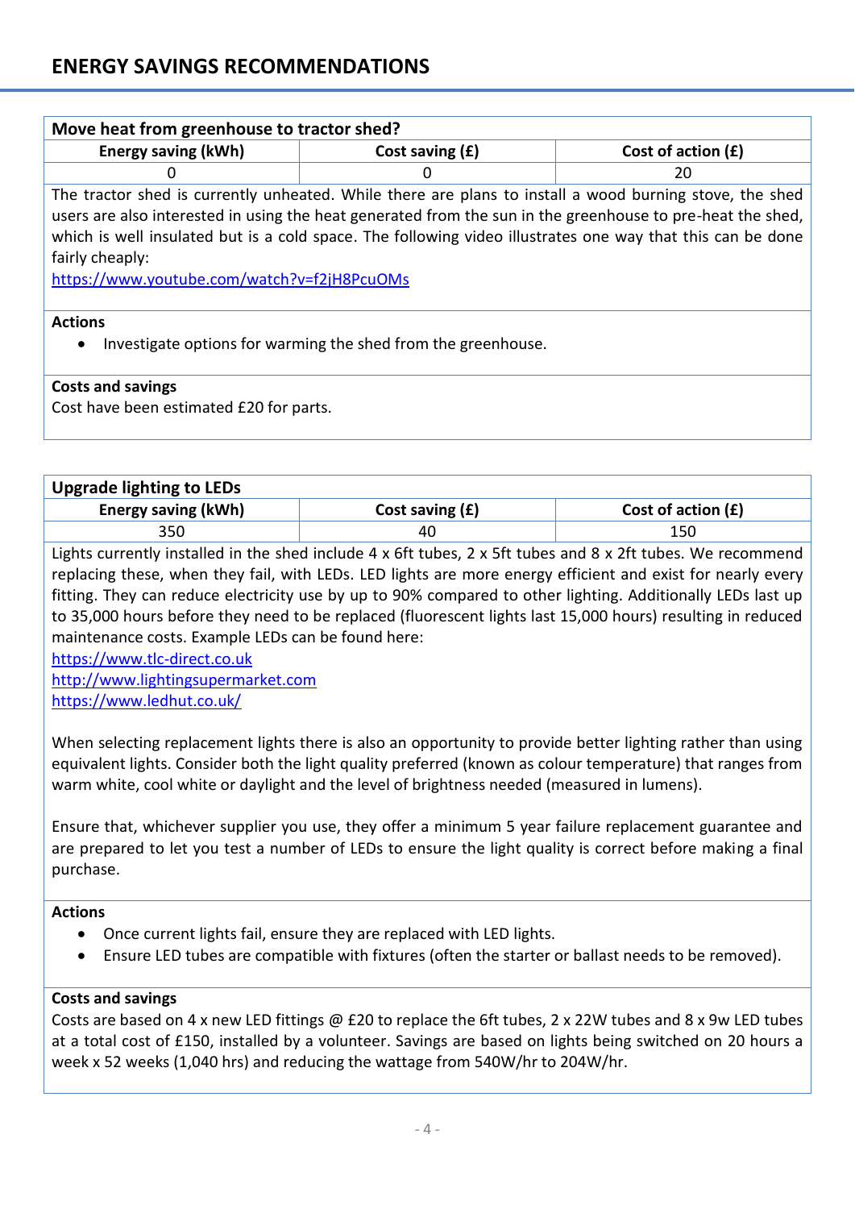## ENERGY SAVINGS RECOMMENDATIONS

### Move heat from greenhouse to tractor shed?

| Energy saving (kWh) | Cost saving (£) | Cost of action (£) |
|---|---|---|
| 0 | 0 | 20 |

The tractor shed is currently unheated. While there are plans to install a wood burning stove, the shed users are also interested in using the heat generated from the sun in the greenhouse to pre-heat the shed, which is well insulated but is a cold space. The following video illustrates one way that this can be done fairly cheaply:
https://www.youtube.com/watch?v=f2jH8PcuOMs

**Actions**

- Investigate options for warming the shed from the greenhouse.

**Costs and savings**

Cost have been estimated £20 for parts.

### Upgrade lighting to LEDs

| Energy saving (kWh) | Cost saving (£) | Cost of action (£) |
|---|---|---|
| 350 | 40 | 150 |

Lights currently installed in the shed include 4 x 6ft tubes, 2 x 5ft tubes and 8 x 2ft tubes. We recommend replacing these, when they fail, with LEDs. LED lights are more energy efficient and exist for nearly every fitting. They can reduce electricity use by up to 90% compared to other lighting. Additionally LEDs last up to 35,000 hours before they need to be replaced (fluorescent lights last 15,000 hours) resulting in reduced maintenance costs. Example LEDs can be found here:
https://www.tlc-direct.co.uk
http://www.lightingsupermarket.com
https://www.ledhut.co.uk/

When selecting replacement lights there is also an opportunity to provide better lighting rather than using equivalent lights. Consider both the light quality preferred (known as colour temperature) that ranges from warm white, cool white or daylight and the level of brightness needed (measured in lumens).

Ensure that, whichever supplier you use, they offer a minimum 5 year failure replacement guarantee and are prepared to let you test a number of LEDs to ensure the light quality is correct before making a final purchase.

**Actions**

- Once current lights fail, ensure they are replaced with LED lights.
- Ensure LED tubes are compatible with fixtures (often the starter or ballast needs to be removed).

**Costs and savings**

Costs are based on 4 x new LED fittings @ £20 to replace the 6ft tubes, 2 x 22W tubes and 8 x 9w LED tubes at a total cost of £150, installed by a volunteer. Savings are based on lights being switched on 20 hours a week x 52 weeks (1,040 hrs) and reducing the wattage from 540W/hr to 204W/hr.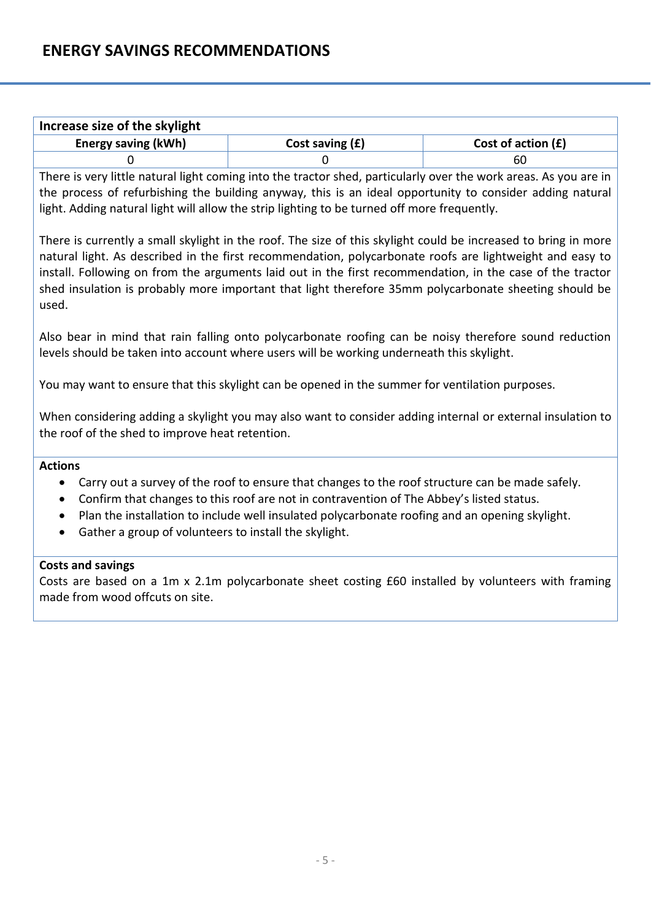## ENERGY SAVINGS RECOMMENDATIONS

**Increase size of the skylight**

| Energy saving (kWh) | Cost saving (£) | Cost of action (£) |
|---|---|---|
| 0 | 0 | 60 |

There is very little natural light coming into the tractor shed, particularly over the work areas. As you are in the process of refurbishing the building anyway, this is an ideal opportunity to consider adding natural light. Adding natural light will allow the strip lighting to be turned off more frequently.

There is currently a small skylight in the roof. The size of this skylight could be increased to bring in more natural light. As described in the first recommendation, polycarbonate roofs are lightweight and easy to install. Following on from the arguments laid out in the first recommendation, in the case of the tractor shed insulation is probably more important that light therefore 35mm polycarbonate sheeting should be used.

Also bear in mind that rain falling onto polycarbonate roofing can be noisy therefore sound reduction levels should be taken into account where users will be working underneath this skylight.

You may want to ensure that this skylight can be opened in the summer for ventilation purposes.

When considering adding a skylight you may also want to consider adding internal or external insulation to the roof of the shed to improve heat retention.

**Actions**

- Carry out a survey of the roof to ensure that changes to the roof structure can be made safely.
- Confirm that changes to this roof are not in contravention of The Abbey's listed status.
- Plan the installation to include well insulated polycarbonate roofing and an opening skylight.
- Gather a group of volunteers to install the skylight.

**Costs and savings**

Costs are based on a 1m x 2.1m polycarbonate sheet costing £60 installed by volunteers with framing made from wood offcuts on site.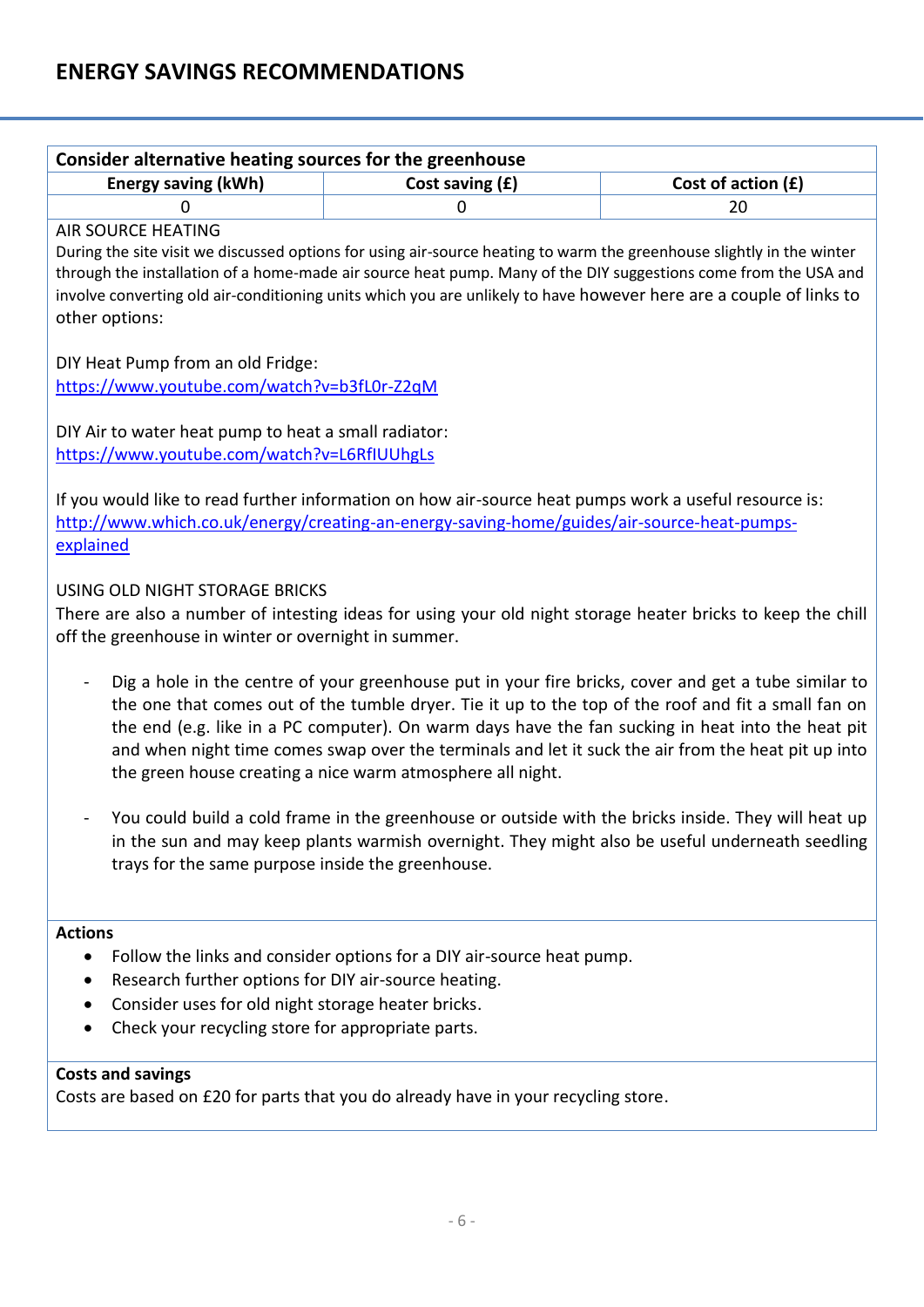## ENERGY SAVINGS RECOMMENDATIONS

| Consider alternative heating sources for the greenhouse | | |
| --- | --- | --- |
| **Energy saving (kWh)** | **Cost saving (£)** | **Cost of action (£)** |
| 0 | 0 | 20 |

AIR SOURCE HEATING

During the site visit we discussed options for using air-source heating to warm the greenhouse slightly in the winter through the installation of a home-made air source heat pump. Many of the DIY suggestions come from the USA and involve converting old air-conditioning units which you are unlikely to have however here are a couple of links to other options:

DIY Heat Pump from an old Fridge:
https://www.youtube.com/watch?v=b3fL0r-Z2qM

DIY Air to water heat pump to heat a small radiator:
https://www.youtube.com/watch?v=L6RfIUUhgLs

If you would like to read further information on how air-source heat pumps work a useful resource is:
http://www.which.co.uk/energy/creating-an-energy-saving-home/guides/air-source-heat-pumps-explained

USING OLD NIGHT STORAGE BRICKS

There are also a number of intesting ideas for using your old night storage heater bricks to keep the chill off the greenhouse in winter or overnight in summer.

- Dig a hole in the centre of your greenhouse put in your fire bricks, cover and get a tube similar to the one that comes out of the tumble dryer. Tie it up to the top of the roof and fit a small fan on the end (e.g. like in a PC computer). On warm days have the fan sucking in heat into the heat pit and when night time comes swap over the terminals and let it suck the air from the heat pit up into the green house creating a nice warm atmosphere all night.

- You could build a cold frame in the greenhouse or outside with the bricks inside. They will heat up in the sun and may keep plants warmish overnight. They might also be useful underneath seedling trays for the same purpose inside the greenhouse.

**Actions**

- Follow the links and consider options for a DIY air-source heat pump.
- Research further options for DIY air-source heating.
- Consider uses for old night storage heater bricks.
- Check your recycling store for appropriate parts.

**Costs and savings**

Costs are based on £20 for parts that you do already have in your recycling store.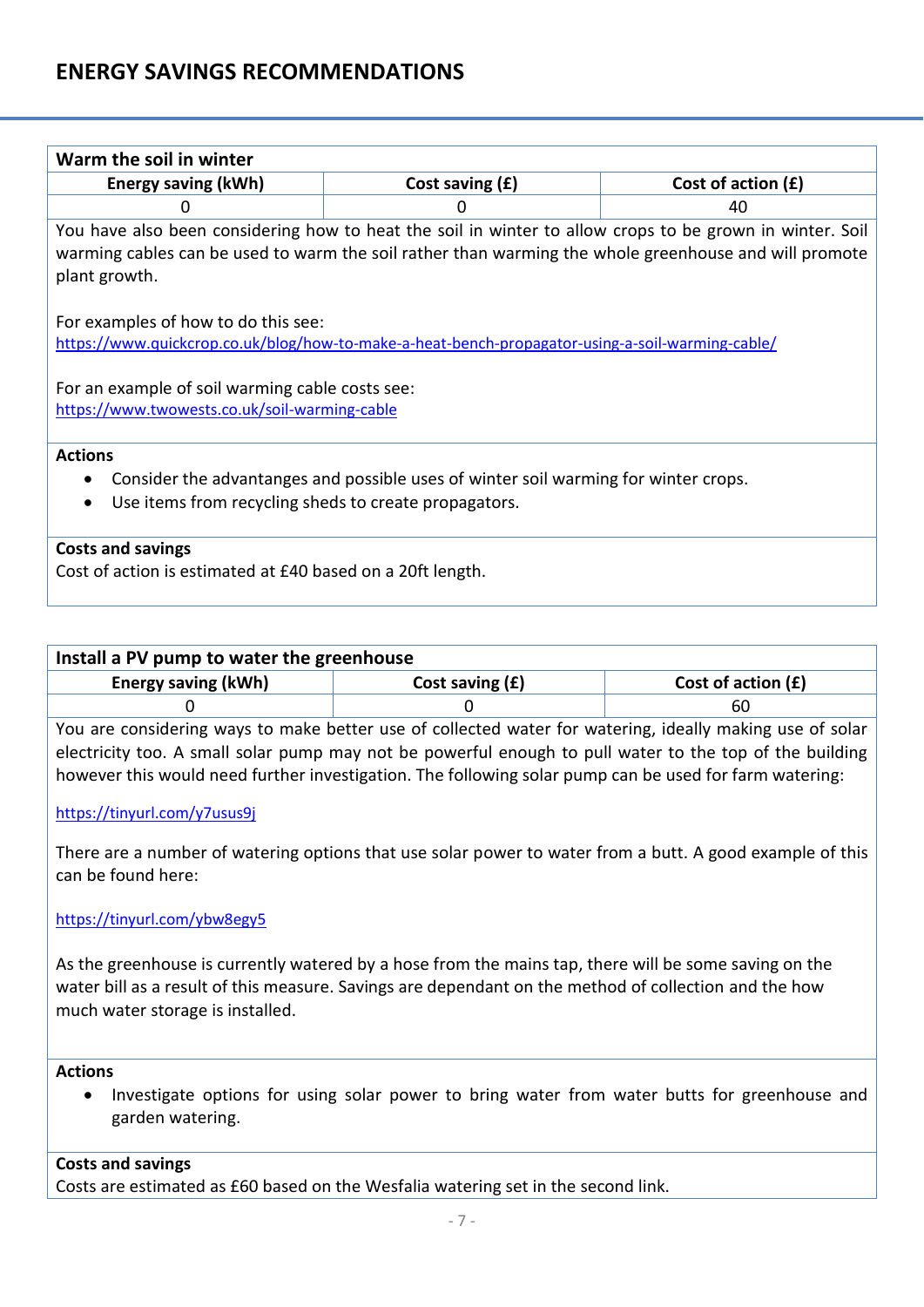## ENERGY SAVINGS RECOMMENDATIONS

### Warm the soil in winter

| Energy saving (kWh) | Cost saving (£) | Cost of action (£) |
|---|---|---|
| 0 | 0 | 40 |

You have also been considering how to heat the soil in winter to allow crops to be grown in winter. Soil warming cables can be used to warm the soil rather than warming the whole greenhouse and will promote plant growth.

For examples of how to do this see:
https://www.quickcrop.co.uk/blog/how-to-make-a-heat-bench-propagator-using-a-soil-warming-cable/

For an example of soil warming cable costs see:
https://www.twowests.co.uk/soil-warming-cable

**Actions**

- Consider the advantanges and possible uses of winter soil warming for winter crops.
- Use items from recycling sheds to create propagators.

**Costs and savings**

Cost of action is estimated at £40 based on a 20ft length.

### Install a PV pump to water the greenhouse

| Energy saving (kWh) | Cost saving (£) | Cost of action (£) |
|---|---|---|
| 0 | 0 | 60 |

You are considering ways to make better use of collected water for watering, ideally making use of solar electricity too. A small solar pump may not be powerful enough to pull water to the top of the building however this would need further investigation. The following solar pump can be used for farm watering:

https://tinyurl.com/y7usus9j

There are a number of watering options that use solar power to water from a butt. A good example of this can be found here:

https://tinyurl.com/ybw8egy5

As the greenhouse is currently watered by a hose from the mains tap, there will be some saving on the water bill as a result of this measure. Savings are dependant on the method of collection and the how much water storage is installed.

**Actions**

- Investigate options for using solar power to bring water from water butts for greenhouse and garden watering.

**Costs and savings**

Costs are estimated as £60 based on the Wesfalia watering set in the second link.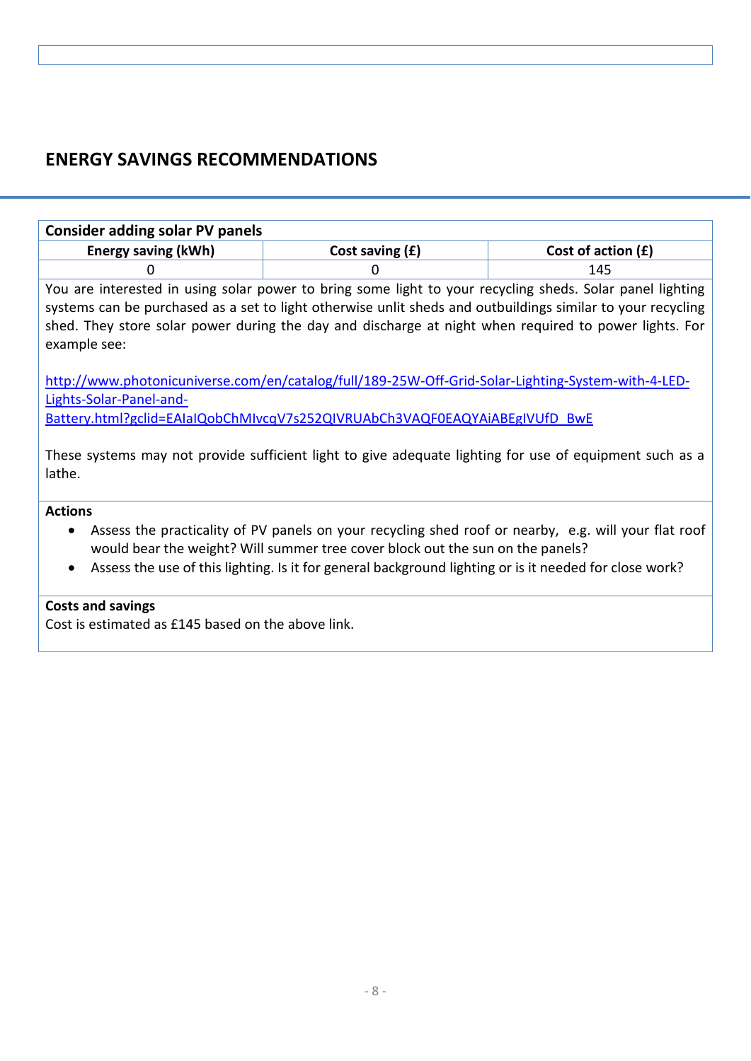## ENERGY SAVINGS RECOMMENDATIONS

**Consider adding solar PV panels**

| Energy saving (kWh) | Cost saving (£) | Cost of action (£) |
|---|---|---|
| 0 | 0 | 145 |

You are interested in using solar power to bring some light to your recycling sheds. Solar panel lighting systems can be purchased as a set to light otherwise unlit sheds and outbuildings similar to your recycling shed. They store solar power during the day and discharge at night when required to power lights. For example see:

http://www.photonicuniverse.com/en/catalog/full/189-25W-Off-Grid-Solar-Lighting-System-with-4-LED-Lights-Solar-Panel-and-Battery.html?gclid=EAIaIQobChMIvcqV7s252QIVRUAbCh3VAQF0EAQYAiABEgIVUfD_BwE

These systems may not provide sufficient light to give adequate lighting for use of equipment such as a lathe.

**Actions**

- Assess the practicality of PV panels on your recycling shed roof or nearby, e.g. will your flat roof would bear the weight? Will summer tree cover block out the sun on the panels?
- Assess the use of this lighting. Is it for general background lighting or is it needed for close work?

**Costs and savings**

Cost is estimated as £145 based on the above link.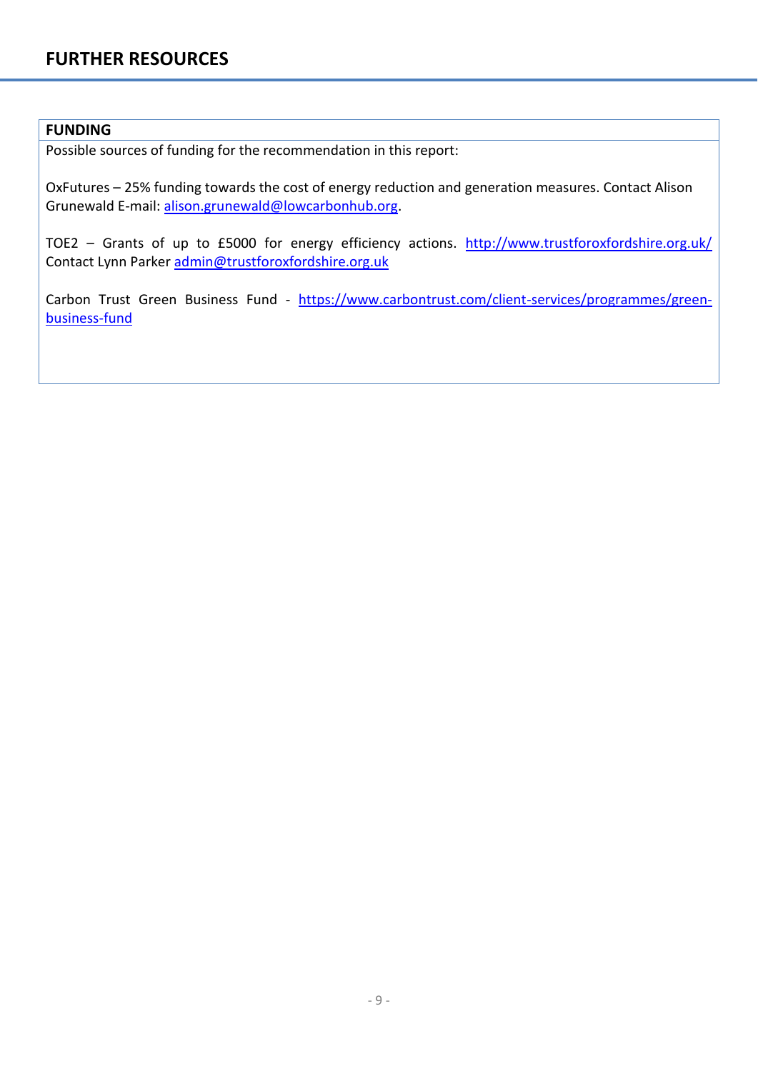# FURTHER RESOURCES

**FUNDING**

Possible sources of funding for the recommendation in this report:

OxFutures – 25% funding towards the cost of energy reduction and generation measures. Contact Alison Grunewald E-mail: alison.grunewald@lowcarbonhub.org.

TOE2 – Grants of up to £5000 for energy efficiency actions. http://www.trustforoxfordshire.org.uk/ Contact Lynn Parker admin@trustforoxfordshire.org.uk

Carbon Trust Green Business Fund - https://www.carbontrust.com/client-services/programmes/green-business-fund